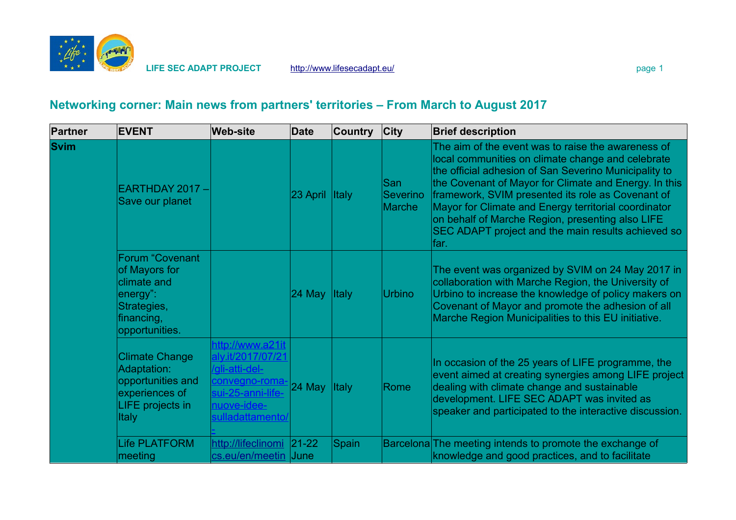## Networking corner: Main news from partners' territories – From March to August 2017

| Partner | EVENT | Web-site | Date | Country | City | Brief description |
|---|---|---|---|---|---|---|
| **Svim** | EARTHDAY 2017 – Save our planet | | 23 April | Italy | San Severino Marche | The aim of the event was to raise the awareness of local communities on climate change and celebrate the official adhesion of San Severino Municipality to the Covenant of Mayor for Climate and Energy. In this framework, SVIM presented its role as Covenant of Mayor for Climate and Energy territorial coordinator on behalf of Marche Region, presenting also LIFE SEC ADAPT project and the main results achieved so far. |
| | Forum "Covenant of Mayors for climate and energy": Strategies, financing, opportunities. | | 24 May | Italy | Urbino | The event was organized by SVIM on 24 May 2017 in collaboration with Marche Region, the University of Urbino to increase the knowledge of policy makers on Covenant of Mayor and promote the adhesion of all Marche Region Municipalities to this EU initiative. |
| | Climate Change Adaptation: opportunities and experiences of LIFE projects in Italy | http://www.a21italy.it/2017/07/21/gli-atti-del-convegno-roma-sui-25-anni-life-nuove-idee-sulladattamento/- | 24 May | Italy | Rome | In occasion of the 25 years of LIFE programme, the event aimed at creating synergies among LIFE project dealing with climate change and sustainable development. LIFE SEC ADAPT was invited as speaker and participated to the interactive discussion. |
| | Life PLATFORM meeting | http://lifeclinomics.eu/en/meetin | 21-22 June | Spain | Barcelona | The meeting intends to promote the exchange of knowledge and good practices, and to facilitate |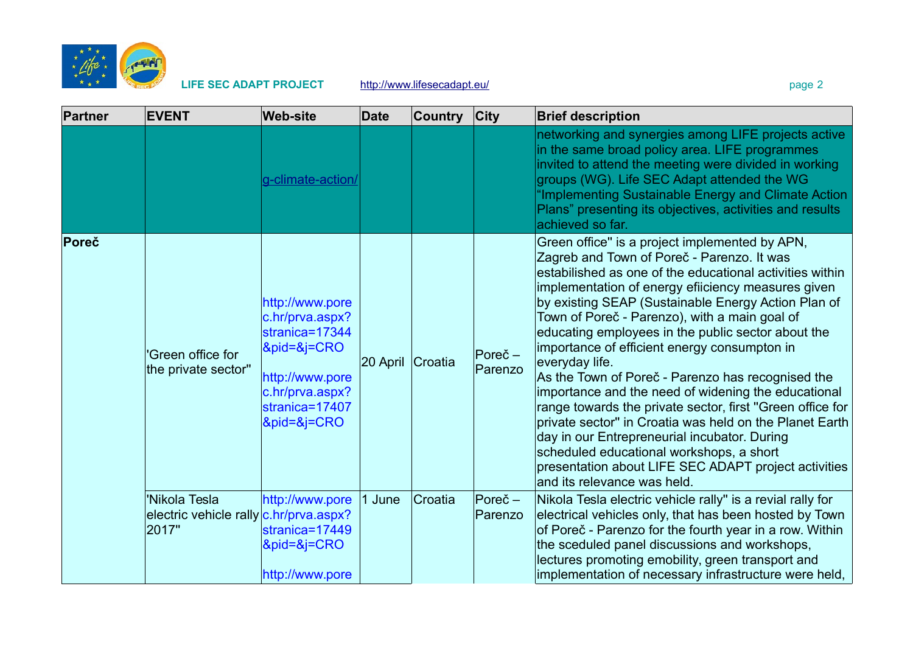| Partner | EVENT | Web-site | Date | Country | City | Brief description |
|---|---|---|---|---|---|---|
| | | g-climate-action/ | | | | networking and synergies among LIFE projects active in the same broad policy area. LIFE programmes invited to attend the meeting were divided in working groups (WG). Life SEC Adapt attended the WG "Implementing Sustainable Energy and Climate Action Plans" presenting its objectives, activities and results achieved so far. |
| **Poreč** | 'Green office for the private sector" | http://www.porec.hr/prva.aspx?stranica=17344&pid=&j=CRO http://www.porec.hr/prva.aspx?stranica=17407&pid=&j=CRO | 20 April | Croatia | Poreč – Parenzo | Green office" is a project implemented by APN, Zagreb and Town of Poreč - Parenzo. It was estabilished as one of the educational activities within implementation of energy efiiciency measures given by existing SEAP (Sustainable Energy Action Plan of Town of Poreč - Parenzo), with a main goal of educating employees in the public sector about the importance of efficient energy consumpton in everyday life. As the Town of Poreč - Parenzo has recognised the importance and the need of widening the educational range towards the private sector, first "Green office for private sector" in Croatia was held on the Planet Earth day in our Entrepreneurial incubator. During scheduled educational workshops, a short presentation about LIFE SEC ADAPT project activities and its relevance was held. |
| | 'Nikola Tesla electric vehicle rally 2017" | http://www.porec.hr/prva.aspx?stranica=17449&pid=&j=CRO http://www.pore | 1 June | Croatia | Poreč – Parenzo | Nikola Tesla electric vehicle rally" is a revial rally for electrical vehicles only, that has been hosted by Town of Poreč - Parenzo for the fourth year in a row. Within the sceduled panel discussions and workshops, lectures promoting emobility, green transport and implementation of necessary infrastructure were held, |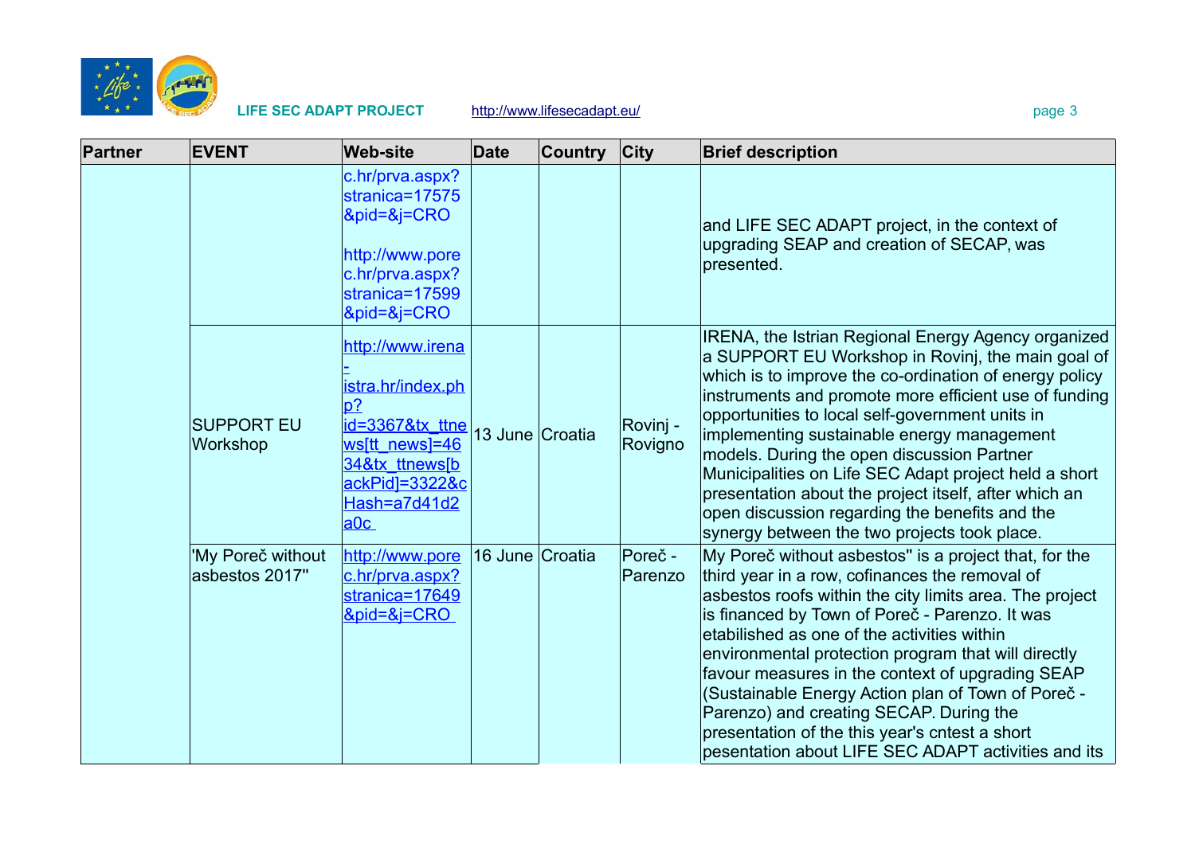| Partner | EVENT | Web-site | Date | Country | City | Brief description |
|---|---|---|---|---|---|---|
| | | c.hr/prva.aspx?stranica=17575&pid=&j=CRO<br><br>http://www.porec.hr/prva.aspx?stranica=17599&pid=&j=CRO | | | | and LIFE SEC ADAPT project, in the context of upgrading SEAP and creation of SECAP, was presented. |
| | SUPPORT EU Workshop | http://www.irena-istra.hr/index.php?id=3367&tx_ttnews[tt_news]=4634&tx_ttnews[backPid]=3322&cHash=a7d41d2a0c | 13 June | Croatia | Rovinj - Rovigno | IRENA, the Istrian Regional Energy Agency organized a SUPPORT EU Workshop in Rovinj, the main goal of which is to improve the co-ordination of energy policy instruments and promote more efficient use of funding opportunities to local self-government units in implementing sustainable energy management models. During the open discussion Partner Municipalities on Life SEC Adapt project held a short presentation about the project itself, after which an open discussion regarding the benefits and the synergy between the two projects took place. |
| | 'My Poreč without asbestos 2017" | http://www.porec.hr/prva.aspx?stranica=17649&pid=&j=CRO | 16 June | Croatia | Poreč - Parenzo | My Poreč without asbestos" is a project that, for the third year in a row, cofinances the removal of asbestos roofs within the city limits area. The project is financed by Town of Poreč - Parenzo. It was etabilished as one of the activities within environmental protection program that will directly favour measures in the context of upgrading SEAP (Sustainable Energy Action plan of Town of Poreč - Parenzo) and creating SECAP. During the presentation of the this year's cntest a short pesentation about LIFE SEC ADAPT activities and its |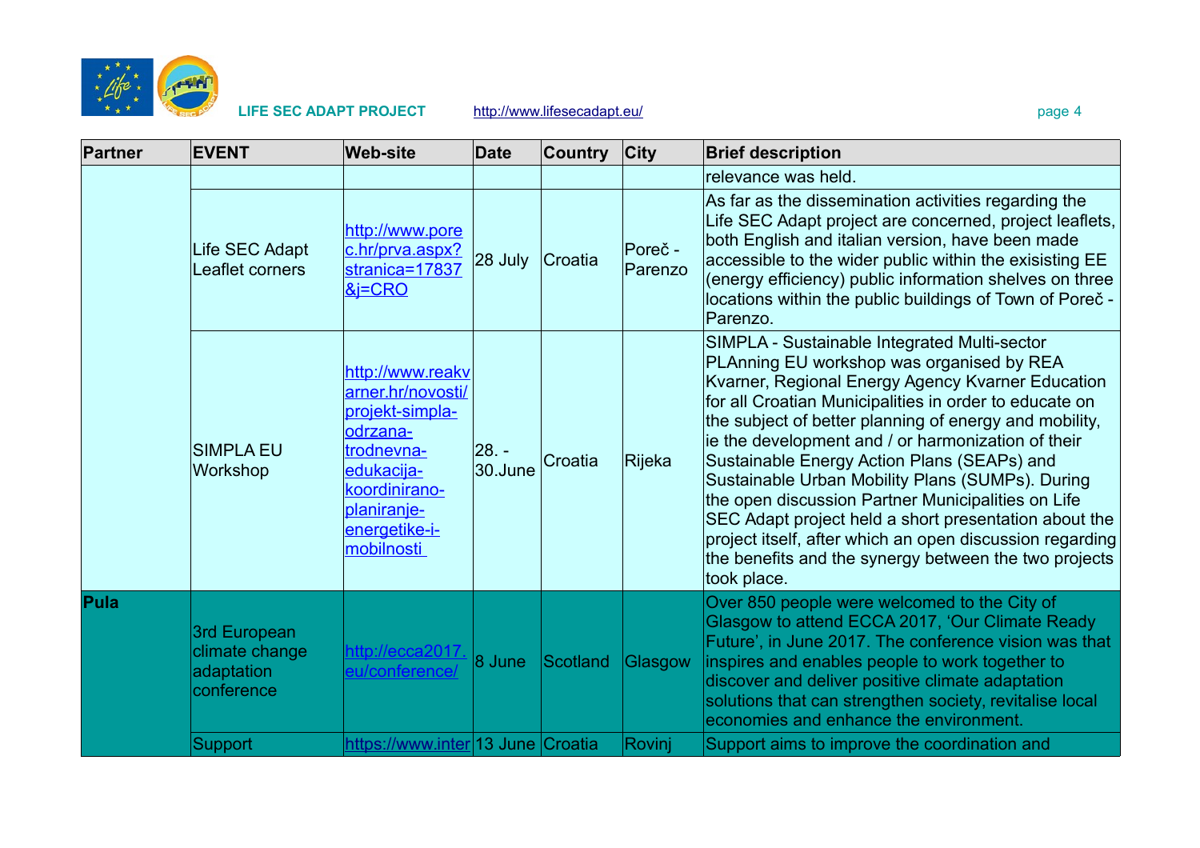| Partner | EVENT | Web-site | Date | Country | City | Brief description |
|---|---|---|---|---|---|---|
| | | | | | | relevance was held. |
| | Life SEC Adapt Leaflet corners | http://www.porec.hr/prva.aspx?stranica=17837&j=CRO | 28 July | Croatia | Poreč - Parenzo | As far as the dissemination activities regarding the Life SEC Adapt project are concerned, project leaflets, both English and italian version, have been made accessible to the wider public within the exisisting EE (energy efficiency) public information shelves on three locations within the public buildings of Town of Poreč - Parenzo. |
| | SIMPLA EU Workshop | http://www.reakvarner.hr/novosti/projekt-simpla-odrzana-trodnevna-edukacija-koordinirano-planiranje-energetike-i-mobilnosti | 28. - 30.June | Croatia | Rijeka | SIMPLA - Sustainable Integrated Multi-sector PLAnning EU workshop was organised by REA Kvarner, Regional Energy Agency Kvarner Education for all Croatian Municipalities in order to educate on the subject of better planning of energy and mobility, ie the development and / or harmonization of their Sustainable Energy Action Plans (SEAPs) and Sustainable Urban Mobility Plans (SUMPs). During the open discussion Partner Municipalities on Life SEC Adapt project held a short presentation about the project itself, after which an open discussion regarding the benefits and the synergy between the two projects took place. |
| **Pula** | 3rd European climate change adaptation conference | http://ecca2017.eu/conference/ | 8 June | Scotland | Glasgow | Over 850 people were welcomed to the City of Glasgow to attend ECCA 2017, 'Our Climate Ready Future', in June 2017. The conference vision was that inspires and enables people to work together to discover and deliver positive climate adaptation solutions that can strengthen society, revitalise local economies and enhance the environment. |
| | Support | https://www.inter | 13 June | Croatia | Rovinj | Support aims to improve the coordination and |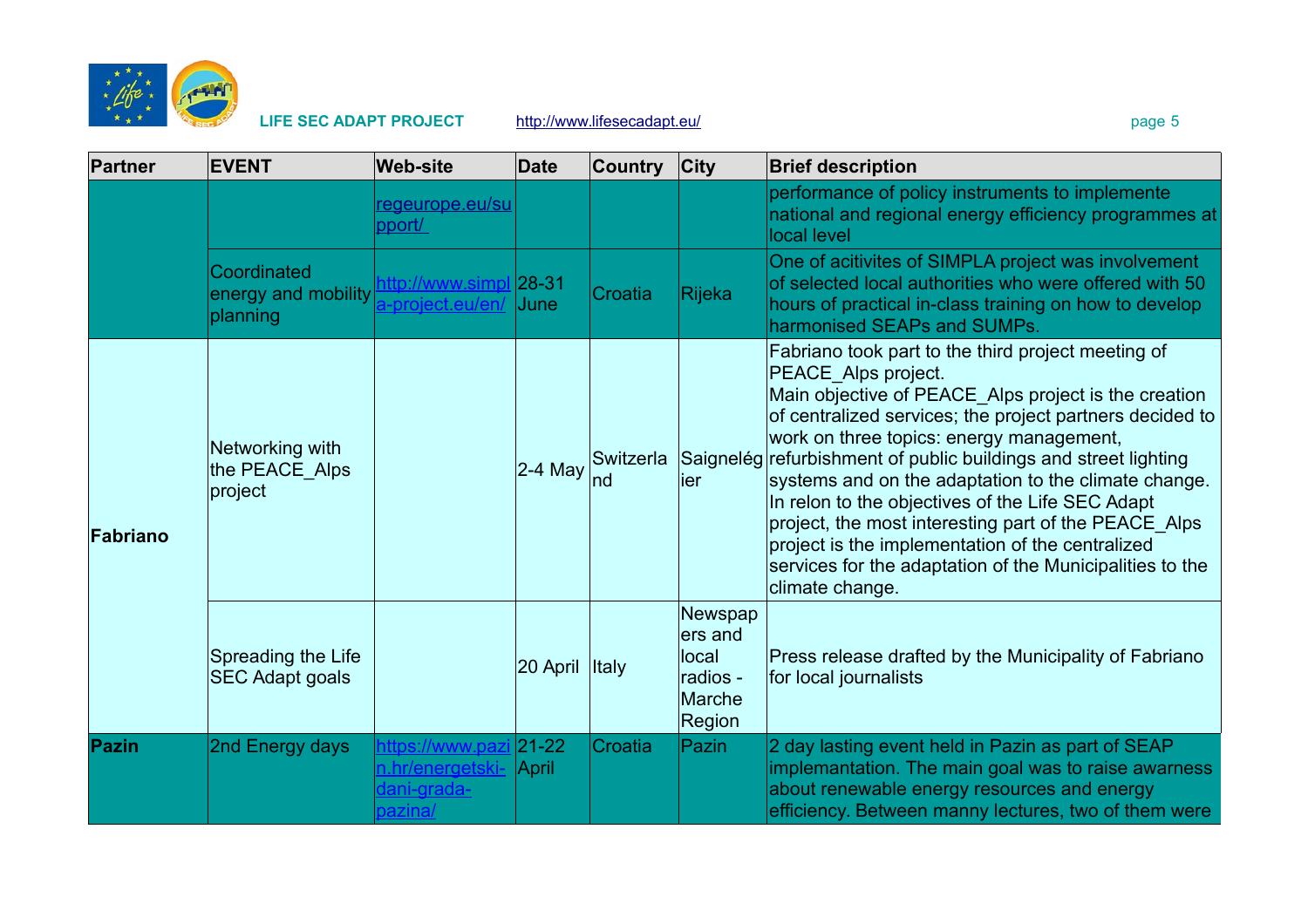| Partner | EVENT | Web-site | Date | Country | City | Brief description |
|---|---|---|---|---|---|---|
| | | regeurope.eu/support/ | | | | performance of policy instruments to implemente national and regional energy efficiency programmes at local level |
| | Coordinated energy and mobility planning | http://www.simpla-project.eu/en/ | 28-31 June | Croatia | Rijeka | One of acitivites of SIMPLA project was involvement of selected local authorities who were offered with 50 hours of practical in-class training on how to develop harmonised SEAPs and SUMPs. |
| **Fabriano** | Networking with the PEACE_Alps project | | 2-4 May | Switzerland | Saignelégier | Fabriano took part to the third project meeting of PEACE_Alps project.<br>Main objective of PEACE_Alps project is the creation of centralized services; the project partners decided to work on three topics: energy management, refurbishment of public buildings and street lighting systems and on the adaptation to the climate change. In relon to the objectives of the Life SEC Adapt project, the most interesting part of the PEACE_Alps project is the implementation of the centralized services for the adaptation of the Municipalities to the climate change. |
| | Spreading the Life SEC Adapt goals | | 20 April | Italy | Newspapers and local radios - Marche Region | Press release drafted by the Municipality of Fabriano for local journalists |
| **Pazin** | 2nd Energy days | https://www.pazin.hr/energetski-dani-grada-pazina/ | 21-22 April | Croatia | Pazin | 2 day lasting event held in Pazin as part of SEAP implemantation. The main goal was to raise awarness about renewable energy resources and energy efficiency. Between manny lectures, two of them were |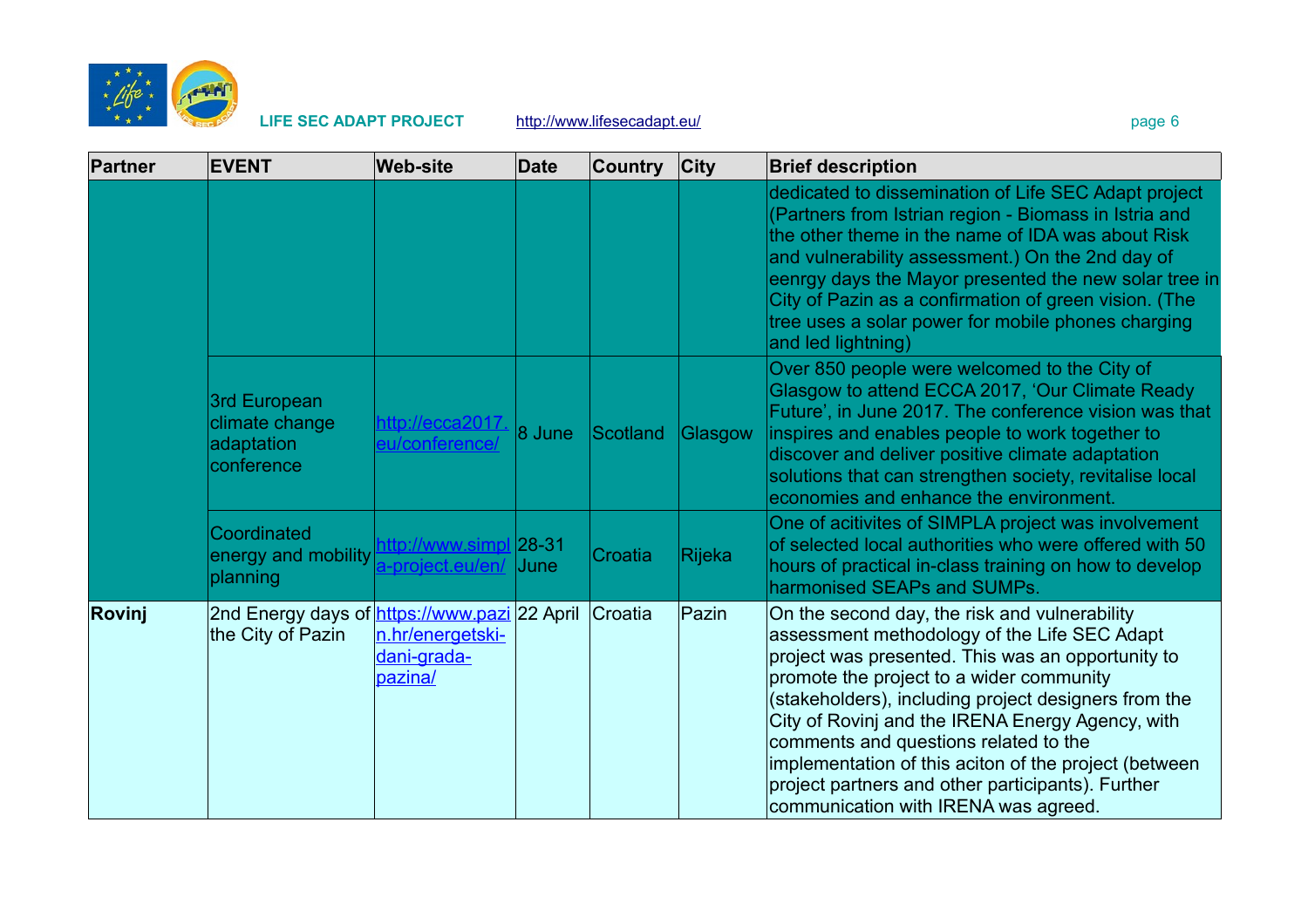| Partner | EVENT | Web-site | Date | Country | City | Brief description |
|---|---|---|---|---|---|---|
| | | | | | | dedicated to dissemination of Life SEC Adapt project (Partners from Istrian region - Biomass in Istria and the other theme in the name of IDA was about Risk and vulnerability assessment.) On the 2nd day of eenrgy days the Mayor presented the new solar tree in City of Pazin as a confirmation of green vision. (The tree uses a solar power for mobile phones charging and led lightning) |
| | 3rd European climate change adaptation conference | http://ecca2017.eu/conference/ | 8 June | Scotland | Glasgow | Over 850 people were welcomed to the City of Glasgow to attend ECCA 2017, 'Our Climate Ready Future', in June 2017. The conference vision was that inspires and enables people to work together to discover and deliver positive climate adaptation solutions that can strengthen society, revitalise local economies and enhance the environment. |
| | Coordinated energy and mobility planning | http://www.simpla-project.eu/en/ | 28-31 June | Croatia | Rijeka | One of acitivites of SIMPLA project was involvement of selected local authorities who were offered with 50 hours of practical in-class training on how to develop harmonised SEAPs and SUMPs. |
| **Rovinj** | 2nd Energy days of the City of Pazin | https://www.pazin.hr/energetski-dani-grada-pazina/ | 22 April | Croatia | Pazin | On the second day, the risk and vulnerability assessment methodology of the Life SEC Adapt project was presented. This was an opportunity to promote the project to a wider community (stakeholders), including project designers from the City of Rovinj and the IRENA Energy Agency, with comments and questions related to the implementation of this aciton of the project (between project partners and other participants). Further communication with IRENA was agreed. |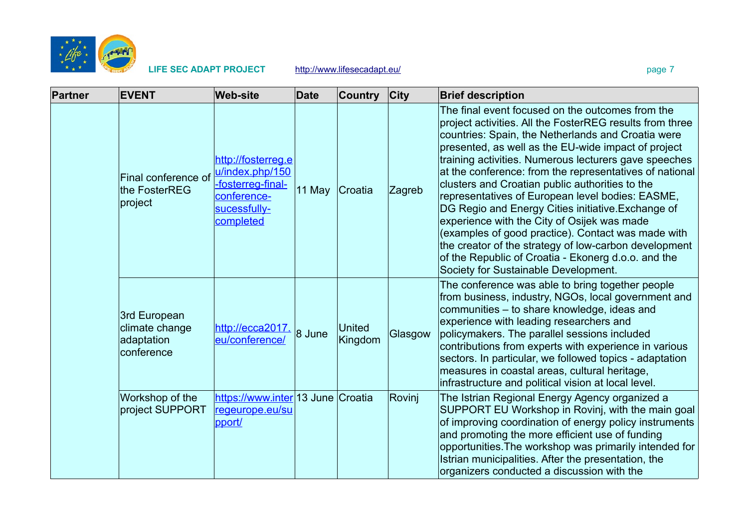| Partner | EVENT | Web-site | Date | Country | City | Brief description |
|---|---|---|---|---|---|---|
| | Final conference of the FosterREG project | http://fosterreg.eu/index.php/150-fosterreg-final-conference-sucessfully-completed | 11 May | Croatia | Zagreb | The final event focused on the outcomes from the project activities. All the FosterREG results from three countries: Spain, the Netherlands and Croatia were presented, as well as the EU-wide impact of project training activities. Numerous lecturers gave speeches at the conference: from the representatives of national clusters and Croatian public authorities to the representatives of European level bodies: EASME, DG Regio and Energy Cities initiative.Exchange of experience with the City of Osijek was made (examples of good practice). Contact was made with the creator of the strategy of low-carbon development of the Republic of Croatia - Ekonerg d.o.o. and the Society for Sustainable Development. |
| | 3rd European climate change adaptation conference | http://ecca2017.eu/conference/ | 8 June | United Kingdom | Glasgow | The conference was able to bring together people from business, industry, NGOs, local government and communities – to share knowledge, ideas and experience with leading researchers and policymakers. The parallel sessions included contributions from experts with experience in various sectors. In particular, we followed topics - adaptation measures in coastal areas, cultural heritage, infrastructure and political vision at local level. |
| | Workshop of the project SUPPORT | https://www.interregeurope.eu/support/ | 13 June | Croatia | Rovinj | The Istrian Regional Energy Agency organized a SUPPORT EU Workshop in Rovinj, with the main goal of improving coordination of energy policy instruments and promoting the more efficient use of funding opportunities.The workshop was primarily intended for Istrian municipalities. After the presentation, the organizers conducted a discussion with the |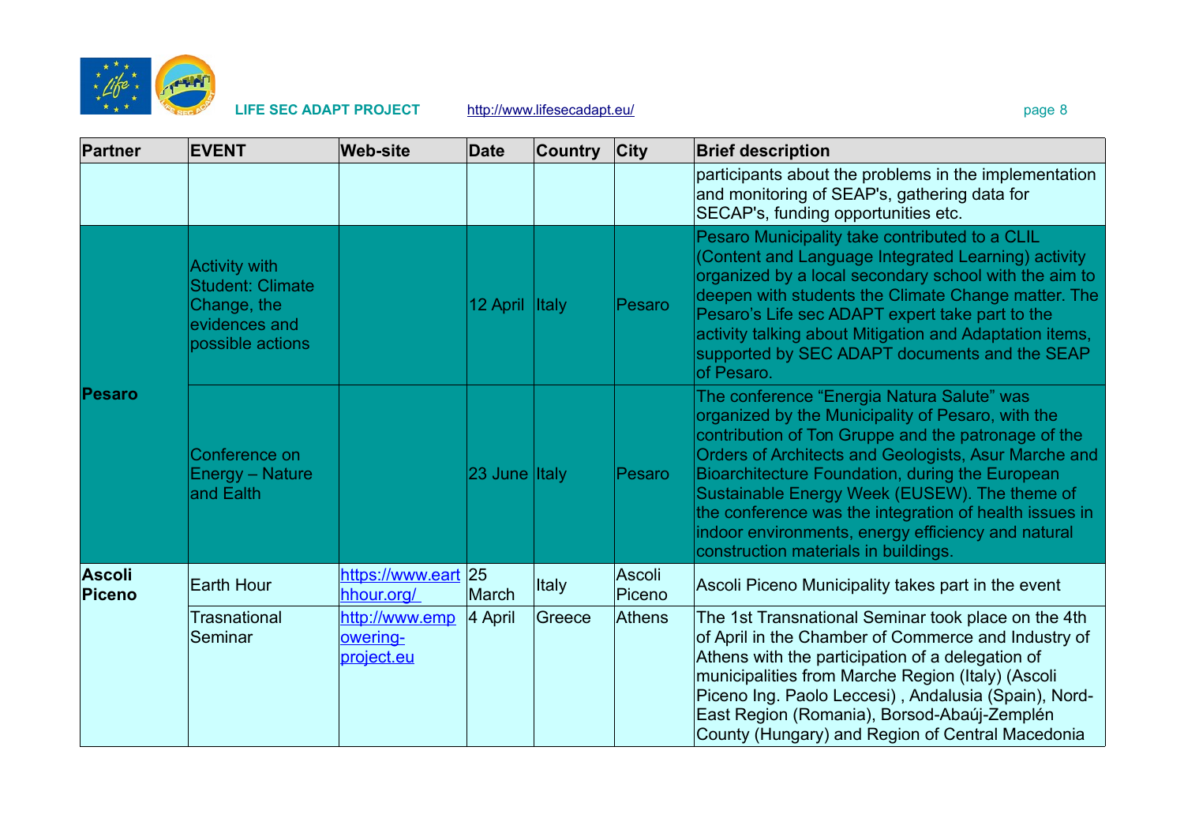| Partner | EVENT | Web-site | Date | Country | City | Brief description |
|---|---|---|---|---|---|---|
| | | | | | | participants about the problems in the implementation and monitoring of SEAP's, gathering data for SECAP's, funding opportunities etc. |
| Pesaro | Activity with Student: Climate Change, the evidences and possible actions | | 12 April | Italy | Pesaro | Pesaro Municipality take contributed to a CLIL (Content and Language Integrated Learning) activity organized by a local secondary school with the aim to deepen with students the Climate Change matter. The Pesaro's Life sec ADAPT expert take part to the activity talking about Mitigation and Adaptation items, supported by SEC ADAPT documents and the SEAP of Pesaro. |
| | Conference on Energy – Nature and Ealth | | 23 June | Italy | Pesaro | The conference "Energia Natura Salute" was organized by the Municipality of Pesaro, with the contribution of Ton Gruppe and the patronage of the Orders of Architects and Geologists, Asur Marche and Bioarchitecture Foundation, during the European Sustainable Energy Week (EUSEW). The theme of the conference was the integration of health issues in indoor environments, energy efficiency and natural construction materials in buildings. |
| Ascoli Piceno | Earth Hour | https://www.earthhour.org/ | 25 March | Italy | Ascoli Piceno | Ascoli Piceno Municipality takes part in the event |
| | Trasnational Seminar | http://www.empowering-project.eu | 4 April | Greece | Athens | The 1st Transnational Seminar took place on the 4th of April in the Chamber of Commerce and Industry of Athens with the participation of a delegation of municipalities from Marche Region (Italy) (Ascoli Piceno Ing. Paolo Leccesi) , Andalusia (Spain), Nord-East Region (Romania), Borsod-Abaúj-Zemplén County (Hungary) and Region of Central Macedonia |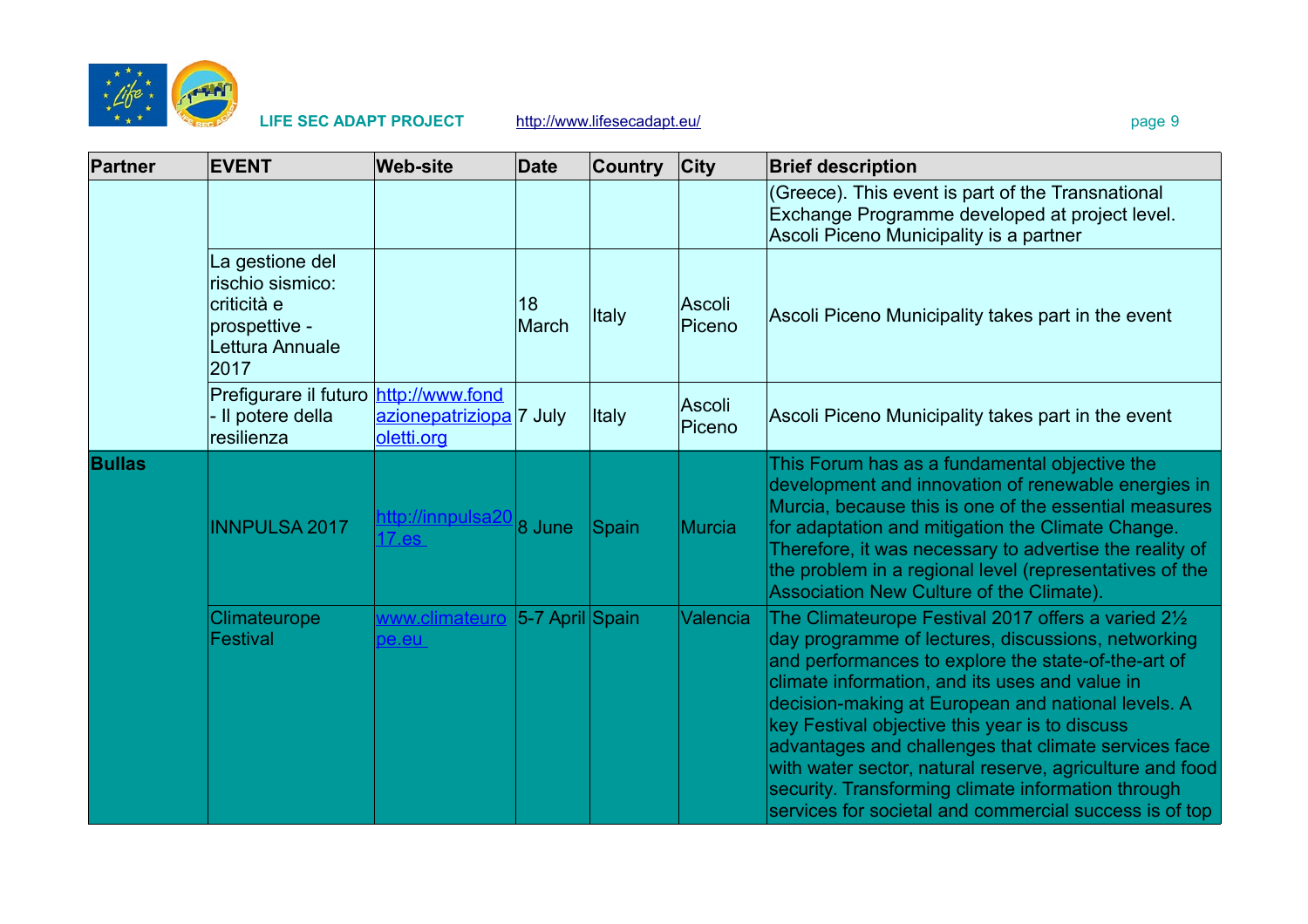| Partner | EVENT | Web-site | Date | Country | City | Brief description |
|---|---|---|---|---|---|---|
| | | | | | | (Greece). This event is part of the Transnational Exchange Programme developed at project level. Ascoli Piceno Municipality is a partner |
| | La gestione del rischio sismico: criticità e prospettive - Lettura Annuale 2017 | | 18 March | Italy | Ascoli Piceno | Ascoli Piceno Municipality takes part in the event |
| | Prefigurare il futuro - Il potere della resilienza | http://www.fondazionepatriziopaoletti.org | 7 July | Italy | Ascoli Piceno | Ascoli Piceno Municipality takes part in the event |
| **Bullas** | INNPULSA 2017 | http://innpulsa2017.es | 8 June | Spain | Murcia | This Forum has as a fundamental objective the development and innovation of renewable energies in Murcia, because this is one of the essential measures for adaptation and mitigation the Climate Change. Therefore, it was necessary to advertise the reality of the problem in a regional level (representatives of the Association New Culture of the Climate). |
| | Climateurope Festival | www.climateurope.eu | 5-7 April | Spain | Valencia | The Climateurope Festival 2017 offers a varied 2½ day programme of lectures, discussions, networking and performances to explore the state-of-the-art of climate information, and its uses and value in decision-making at European and national levels. A key Festival objective this year is to discuss advantages and challenges that climate services face with water sector, natural reserve, agriculture and food security. Transforming climate information through services for societal and commercial success is of top |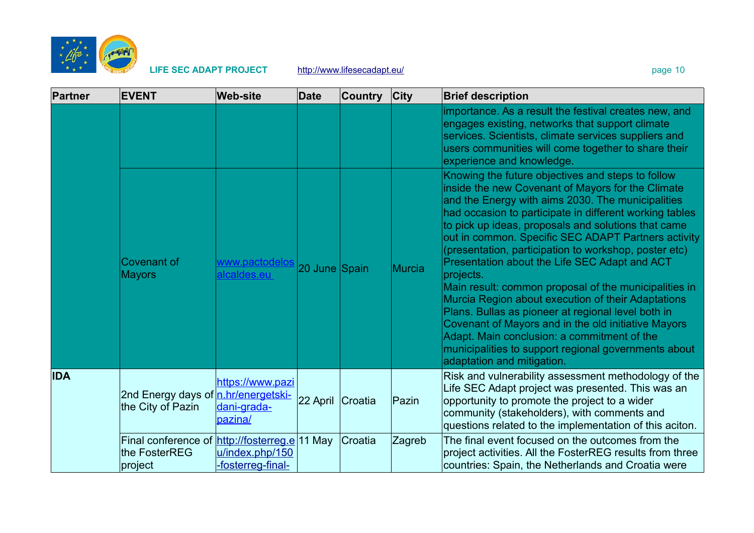| Partner | EVENT | Web-site | Date | Country | City | Brief description |
|---|---|---|---|---|---|---|
| | | | | | | importance. As a result the festival creates new, and engages existing, networks that support climate services. Scientists, climate services suppliers and users communities will come together to share their experience and knowledge. |
| | Covenant of Mayors | www.pactodelosalcaldes.eu | 20 June | Spain | Murcia | Knowing the future objectives and steps to follow inside the new Covenant of Mayors for the Climate and the Energy with aims 2030. The municipalities had occasion to participate in different working tables to pick up ideas, proposals and solutions that came out in common. Specific SEC ADAPT Partners activity (presentation, participation to workshop, poster etc) Presentation about the Life SEC Adapt and ACT projects. Main result: common proposal of the municipalities in Murcia Region about execution of their Adaptations Plans. Bullas as pioneer at regional level both in Covenant of Mayors and in the old initiative Mayors Adapt. Main conclusion: a commitment of the municipalities to support regional governments about adaptation and mitigation. |
| **IDA** | 2nd Energy days of the City of Pazin | https://www.pazin.hr/energetski-dani-grada-pazina/ | 22 April | Croatia | Pazin | Risk and vulnerability assessment methodology of the Life SEC Adapt project was presented. This was an opportunity to promote the project to a wider community (stakeholders), with comments and questions related to the implementation of this aciton. |
| | Final conference of the FosterREG project | http://fosterreg.eu/index.php/150-fosterreg-final- | 11 May | Croatia | Zagreb | The final event focused on the outcomes from the project activities. All the FosterREG results from three countries: Spain, the Netherlands and Croatia were |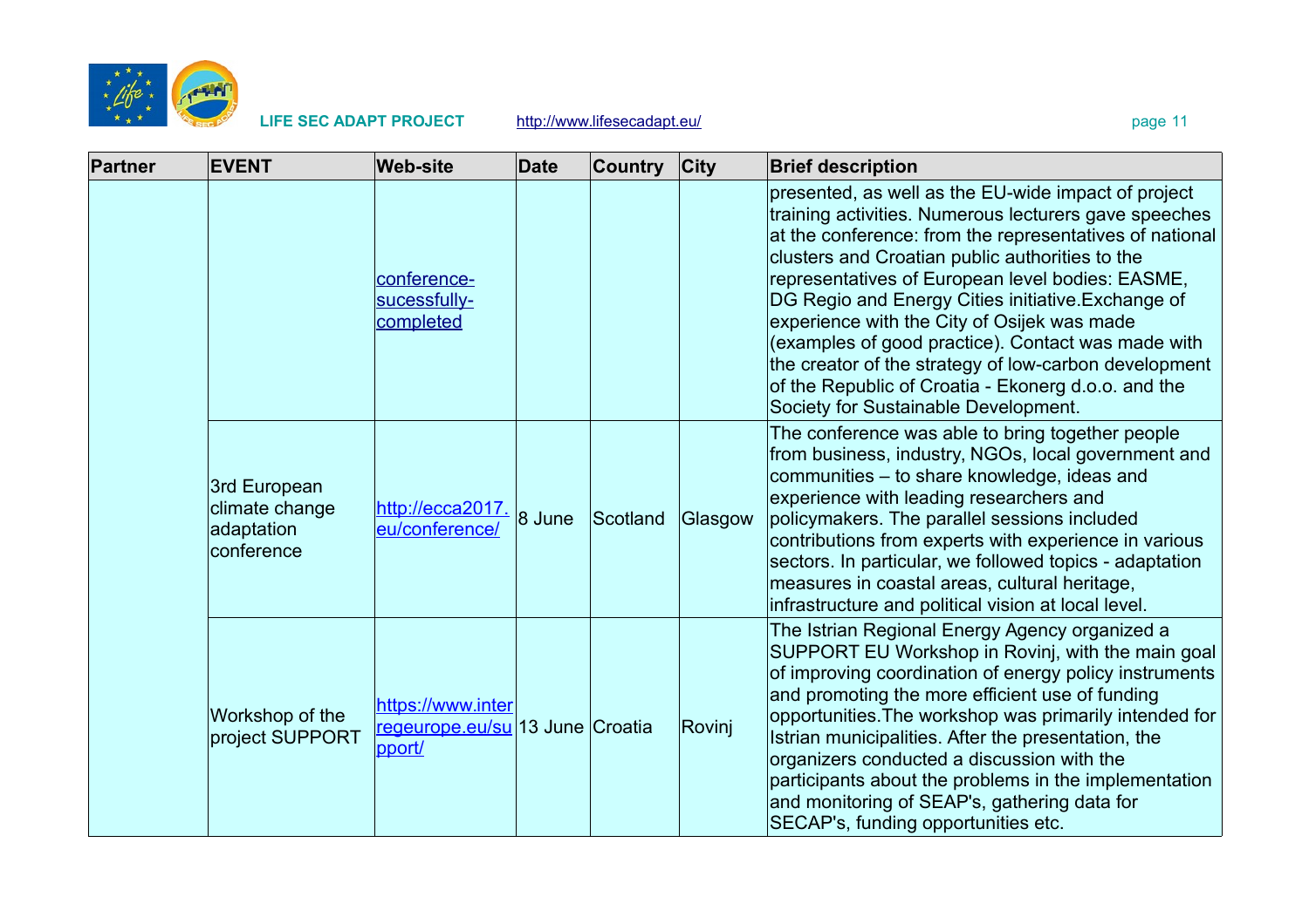| Partner | EVENT | Web-site | Date | Country | City | Brief description |
|---|---|---|---|---|---|---|
| | | conference-sucessfully-completed | | | | presented, as well as the EU-wide impact of project training activities. Numerous lecturers gave speeches at the conference: from the representatives of national clusters and Croatian public authorities to the representatives of European level bodies: EASME, DG Regio and Energy Cities initiative.Exchange of experience with the City of Osijek was made (examples of good practice). Contact was made with the creator of the strategy of low-carbon development of the Republic of Croatia - Ekonerg d.o.o. and the Society for Sustainable Development. |
| | 3rd European climate change adaptation conference | http://ecca2017.eu/conference/ | 8 June | Scotland | Glasgow | The conference was able to bring together people from business, industry, NGOs, local government and communities – to share knowledge, ideas and experience with leading researchers and policymakers. The parallel sessions included contributions from experts with experience in various sectors. In particular, we followed topics - adaptation measures in coastal areas, cultural heritage, infrastructure and political vision at local level. |
| | Workshop of the project SUPPORT | https://www.interregeurope.eu/support/ | 13 June | Croatia | Rovinj | The Istrian Regional Energy Agency organized a SUPPORT EU Workshop in Rovinj, with the main goal of improving coordination of energy policy instruments and promoting the more efficient use of funding opportunities.The workshop was primarily intended for Istrian municipalities. After the presentation, the organizers conducted a discussion with the participants about the problems in the implementation and monitoring of SEAP's, gathering data for SECAP's, funding opportunities etc. |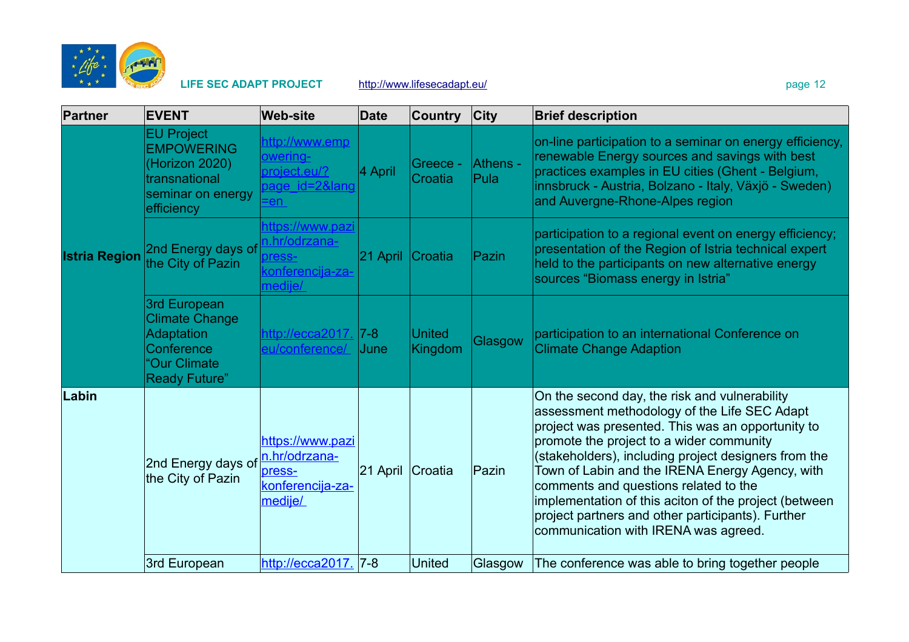| Partner | EVENT | Web-site | Date | Country | City | Brief description |
|---|---|---|---|---|---|---|
| Istria Region | EU Project EMPOWERING (Horizon 2020) transnational seminar on energy efficiency | http://www.empowering-project.eu/?page_id=2&lang=en | 4 April | Greece - Croatia | Athens - Pula | on-line participation to a seminar on energy efficiency, renewable Energy sources and savings with best practices examples in EU cities (Ghent - Belgium, innsbruck - Austria, Bolzano - Italy, Växjö - Sweden) and Auvergne-Rhone-Alpes region |
| | 2nd Energy days of the City of Pazin | https://www.pazin.hr/odrzana-press-konferencija-za-medije/ | 21 April | Croatia | Pazin | participation to a regional event on energy efficiency; presentation of the Region of Istria technical expert held to the participants on new alternative energy sources "Biomass energy in Istria" |
| | 3rd European Climate Change Adaptation Conference "Our Climate Ready Future" | http://ecca2017.eu/conference/ | 7-8 June | United Kingdom | Glasgow | participation to an international Conference on Climate Change Adaption |
| Labin | 2nd Energy days of the City of Pazin | https://www.pazin.hr/odrzana-press-konferencija-za-medije/ | 21 April | Croatia | Pazin | On the second day, the risk and vulnerability assessment methodology of the Life SEC Adapt project was presented. This was an opportunity to promote the project to a wider community (stakeholders), including project designers from the Town of Labin and the IRENA Energy Agency, with comments and questions related to the implementation of this aciton of the project (between project partners and other participants). Further communication with IRENA was agreed. |
| | 3rd European | http://ecca2017. | 7-8 | United | Glasgow | The conference was able to bring together people |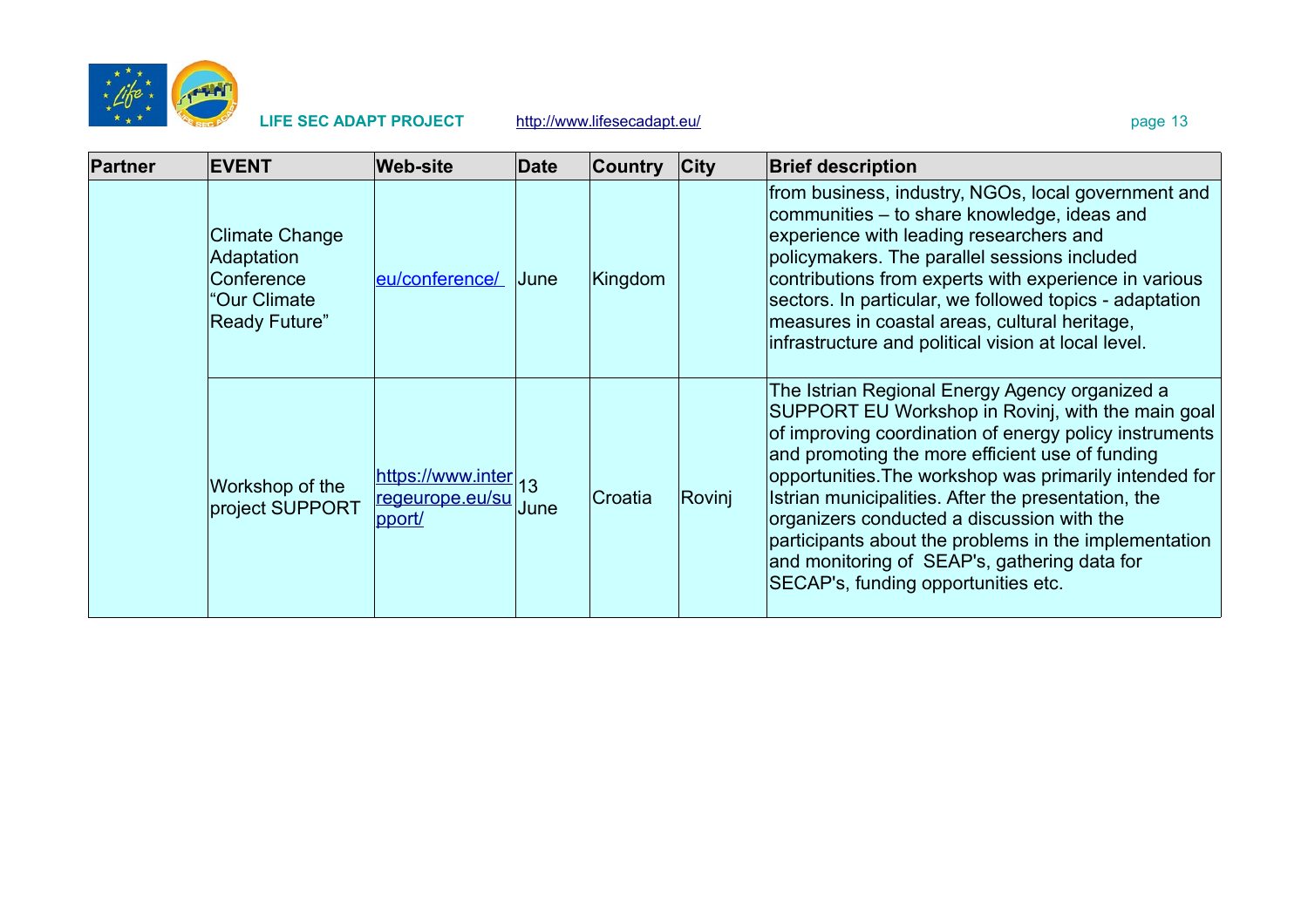| Partner | EVENT | Web-site | Date | Country | City | Brief description |
|---|---|---|---|---|---|---|
| | Climate Change Adaptation Conference "Our Climate Ready Future" | eu/conference/ | June | Kingdom | | from business, industry, NGOs, local government and communities – to share knowledge, ideas and experience with leading researchers and policymakers. The parallel sessions included contributions from experts with experience in various sectors. In particular, we followed topics - adaptation measures in coastal areas, cultural heritage, infrastructure and political vision at local level. |
| | Workshop of the project SUPPORT | https://www.interregeurope.eu/support/ | 13 June | Croatia | Rovinj | The Istrian Regional Energy Agency organized a SUPPORT EU Workshop in Rovinj, with the main goal of improving coordination of energy policy instruments and promoting the more efficient use of funding opportunities.The workshop was primarily intended for Istrian municipalities. After the presentation, the organizers conducted a discussion with the participants about the problems in the implementation and monitoring of SEAP's, gathering data for SECAP's, funding opportunities etc. |